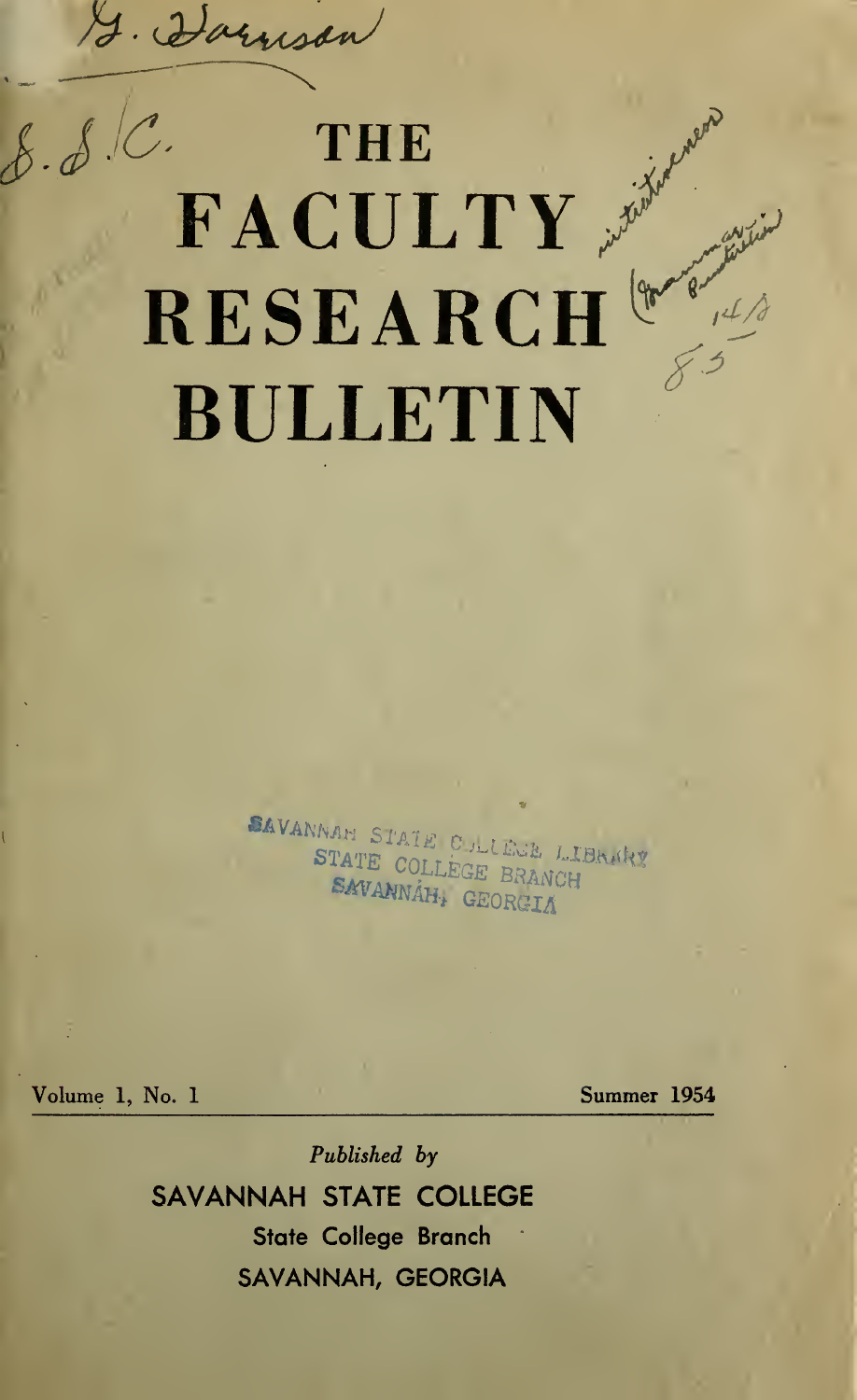G. Garrison

S.S.C.

# THE FACULTY RESEARCH BULLETIN

SAVANNAH STATE COLLEGE LIBRARY
STATE COLLEGE BRANCH
SAVANNAH, GEORGIA

Volume 1, No. 1 — Summer 1954

*Published by*

SAVANNAH STATE COLLEGE

State College Branch

SAVANNAH, GEORGIA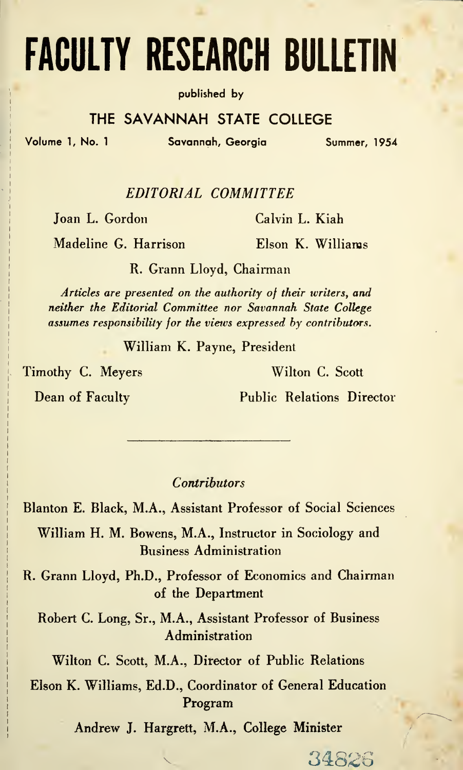# FACULTY RESEARCH BULLETIN

published by

## THE SAVANNAH STATE COLLEGE

Volume 1, No. 1 — Savannah, Georgia — Summer, 1954

*EDITORIAL COMMITTEE*

Joan L. Gordon

Calvin L. Kiah

Madeline G. Harrison

Elson K. Williams

R. Grann Lloyd, Chairman

*Articles are presented on the authority of their writers, and neither the Editorial Committee nor Savannah State College assumes responsibility for the views expressed by contributors.*

William K. Payne, President

Timothy C. Meyers
Dean of Faculty

Wilton C. Scott
Public Relations Director

---

*Contributors*

Blanton E. Black, M.A., Assistant Professor of Social Sciences

William H. M. Bowens, M.A., Instructor in Sociology and Business Administration

R. Grann Lloyd, Ph.D., Professor of Economics and Chairman of the Department

Robert C. Long, Sr., M.A., Assistant Professor of Business Administration

Wilton C. Scott, M.A., Director of Public Relations

Elson K. Williams, Ed.D., Coordinator of General Education Program

Andrew J. Hargrett, M.A., College Minister

34826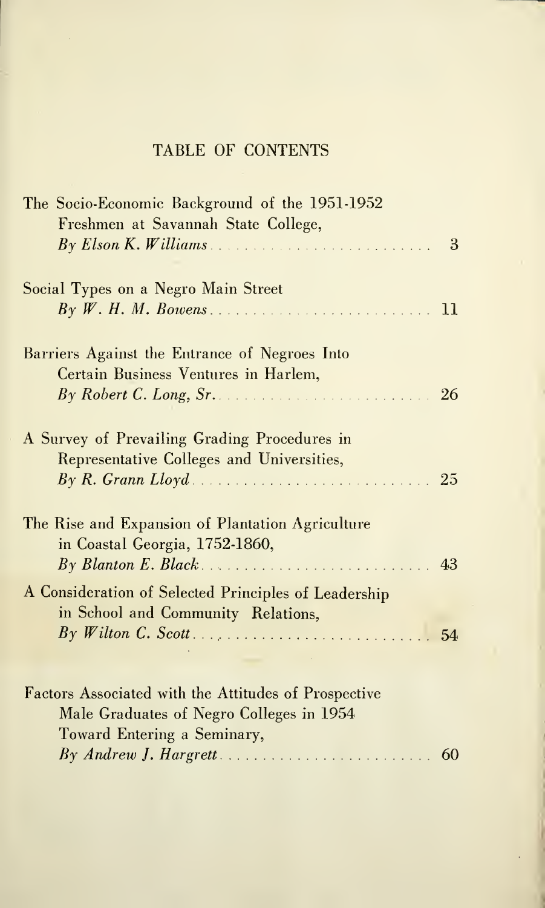# TABLE OF CONTENTS

The Socio-Economic Background of the 1951-1952 Freshmen at Savannah State College,
*By Elson K. Williams* ......................... 3

Social Types on a Negro Main Street
*By W. H. M. Bowens* ......................... 11

Barriers Against the Entrance of Negroes Into Certain Business Ventures in Harlem,
*By Robert C. Long, Sr.* ......................... 26

A Survey of Prevailing Grading Procedures in Representative Colleges and Universities,
*By R. Grann Lloyd* ......................... 25

The Rise and Expansion of Plantation Agriculture in Coastal Georgia, 1752-1860,
*By Blanton E. Black* ......................... 43

A Consideration of Selected Principles of Leadership in School and Community Relations,
*By Wilton C. Scott* ......................... 54

Factors Associated with the Attitudes of Prospective Male Graduates of Negro Colleges in 1954 Toward Entering a Seminary,
*By Andrew J. Hargrett* ......................... 60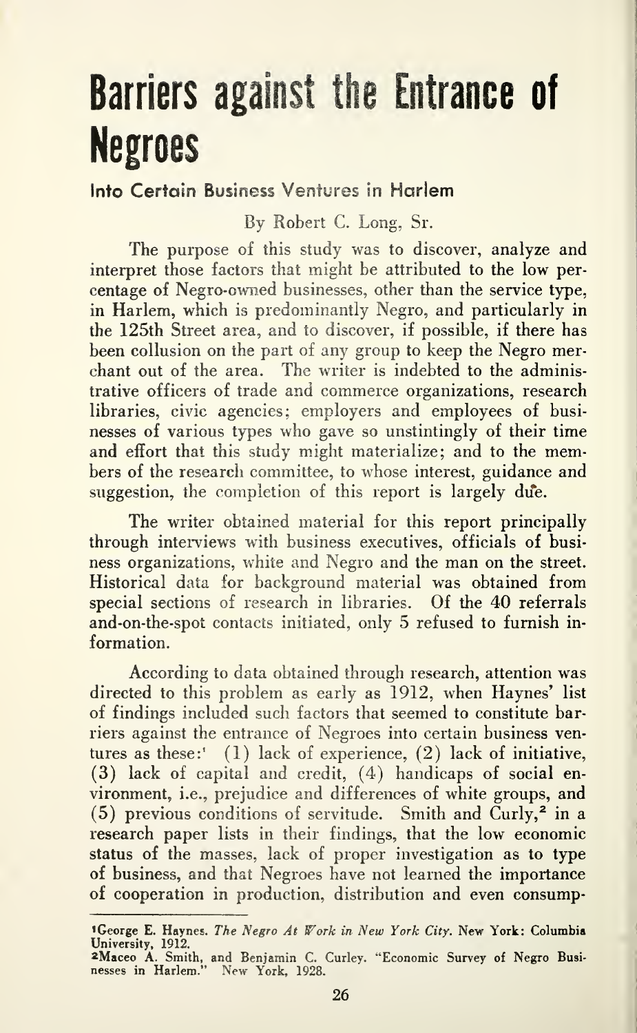# Barriers against the Entrance of Negroes

### Into Certain Business Ventures in Harlem

By Robert C. Long, Sr.

The purpose of this study was to discover, analyze and interpret those factors that might be attributed to the low percentage of Negro-owned businesses, other than the service type, in Harlem, which is predominantly Negro, and particularly in the 125th Street area, and to discover, if possible, if there has been collusion on the part of any group to keep the Negro merchant out of the area. The writer is indebted to the administrative officers of trade and commerce organizations, research libraries, civic agencies; employers and employees of businesses of various types who gave so unstintingly of their time and effort that this study might materialize; and to the members of the research committee, to whose interest, guidance and suggestion, the completion of this report is largely due.

The writer obtained material for this report principally through interviews with business executives, officials of business organizations, white and Negro and the man on the street. Historical data for background material was obtained from special sections of research in libraries. Of the 40 referrals and-on-the-spot contacts initiated, only 5 refused to furnish information.

According to data obtained through research, attention was directed to this problem as early as 1912, when Haynes' list of findings included such factors that seemed to constitute barriers against the entrance of Negroes into certain business ventures as these:[1] (1) lack of experience, (2) lack of initiative, (3) lack of capital and credit, (4) handicaps of social environment, i.e., prejudice and differences of white groups, and (5) previous conditions of servitude. Smith and Curly,[2] in a research paper lists in their findings, that the low economic status of the masses, lack of proper investigation as to type of business, and that Negroes have not learned the importance of cooperation in production, distribution and even consump-

[1] George E. Haynes. *The Negro At Work in New York City*. New York: Columbia University, 1912.

[2] Maceo A. Smith, and Benjamin C. Curley. "Economic Survey of Negro Businesses in Harlem." New York, 1928.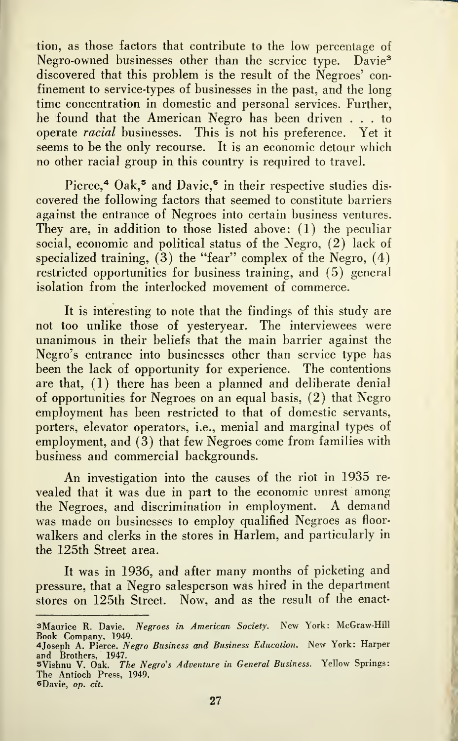tion, as those factors that contribute to the low percentage of Negro-owned businesses other than the service type. Davie[3] discovered that this problem is the result of the Negroes' confinement to service-types of businesses in the past, and the long time concentration in domestic and personal services. Further, he found that the American Negro has been driven . . . to operate *racial* businesses. This is not his preference. Yet it seems to be the only recourse. It is an economic detour which no other racial group in this country is required to travel.

Pierce,[4] Oak,[5] and Davie,[6] in their respective studies discovered the following factors that seemed to constitute barriers against the entrance of Negroes into certain business ventures. They are, in addition to those listed above: (1) the peculiar social, economic and political status of the Negro, (2) lack of specialized training, (3) the "fear" complex of the Negro, (4) restricted opportunities for business training, and (5) general isolation from the interlocked movement of commerce.

It is interesting to note that the findings of this study are not too unlike those of yesteryear. The interviewees were unanimous in their beliefs that the main barrier against the Negro's entrance into businesses other than service type has been the lack of opportunity for experience. The contentions are that, (1) there has been a planned and deliberate denial of opportunities for Negroes on an equal basis, (2) that Negro employment has been restricted to that of domestic servants, porters, elevator operators, i.e., menial and marginal types of employment, and (3) that few Negroes come from families with business and commercial backgrounds.

An investigation into the causes of the riot in 1935 revealed that it was due in part to the economic unrest among the Negroes, and discrimination in employment. A demand was made on businesses to employ qualified Negroes as floorwalkers and clerks in the stores in Harlem, and particularly in the 125th Street area.

It was in 1936, and after many months of picketing and pressure, that a Negro salesperson was hired in the department stores on 125th Street. Now, and as the result of the enact-

---

[3]Maurice R. Davie. *Negroes in American Society*. New York: McGraw-Hill Book Company, 1949.

[4]Joseph A. Pierce. *Negro Business and Business Education*. New York: Harper and Brothers, 1947.

[5]Vishnu V. Oak. *The Negro's Adventure in General Business*. Yellow Springs: The Antioch Press, 1949.

[6]Davie, *op. cit.*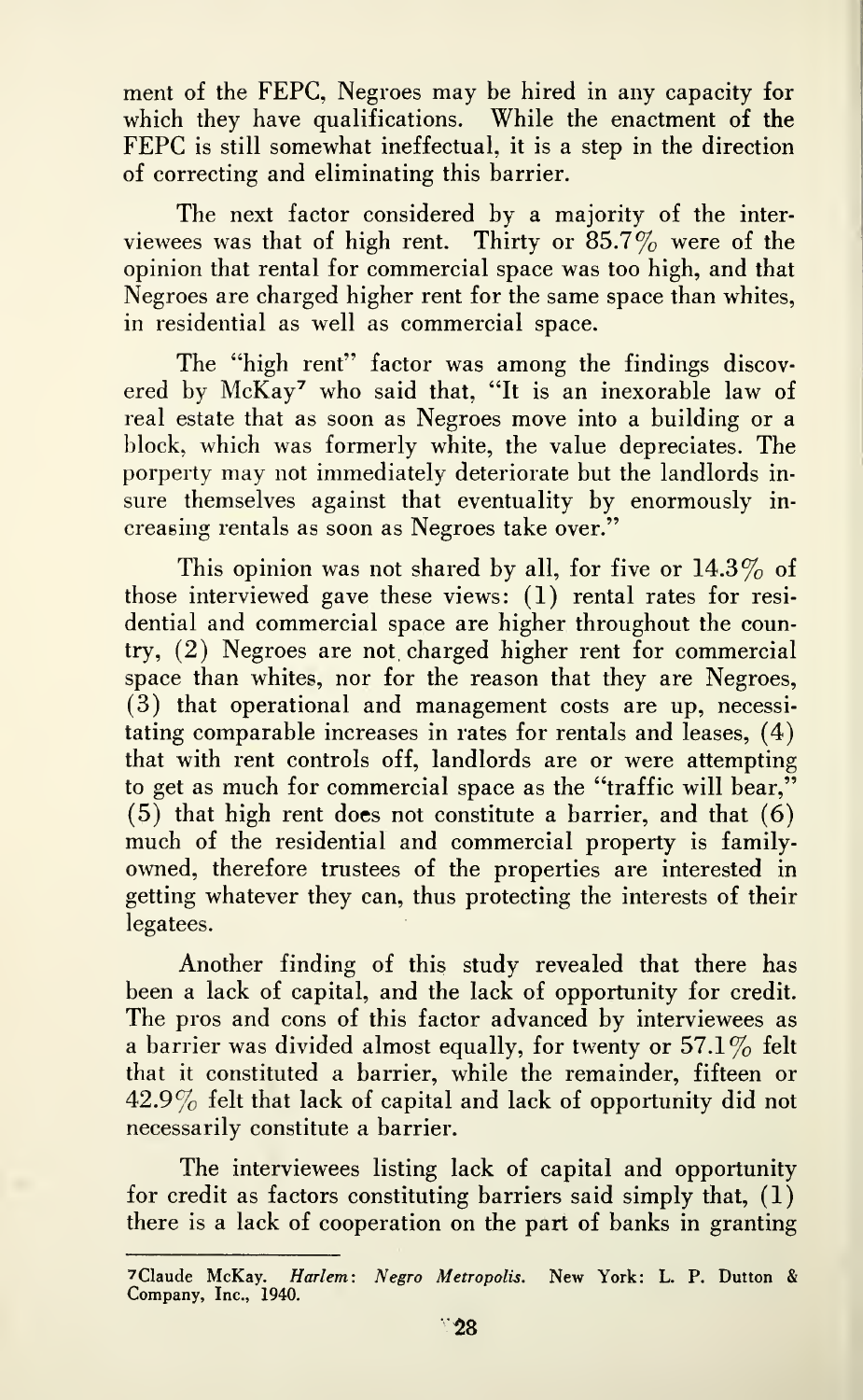ment of the FEPC, Negroes may be hired in any capacity for which they have qualifications. While the enactment of the FEPC is still somewhat ineffectual, it is a step in the direction of correcting and eliminating this barrier.

The next factor considered by a majority of the interviewees was that of high rent. Thirty or 85.7% were of the opinion that rental for commercial space was too high, and that Negroes are charged higher rent for the same space than whites, in residential as well as commercial space.

The "high rent" factor was among the findings discovered by McKay[7] who said that, "It is an inexorable law of real estate that as soon as Negroes move into a building or a block, which was formerly white, the value depreciates. The porperty may not immediately deteriorate but the landlords insure themselves against that eventuality by enormously increasing rentals as soon as Negroes take over."

This opinion was not shared by all, for five or 14.3% of those interviewed gave these views: (1) rental rates for residential and commercial space are higher throughout the country, (2) Negroes are not charged higher rent for commercial space than whites, nor for the reason that they are Negroes, (3) that operational and management costs are up, necessitating comparable increases in rates for rentals and leases, (4) that with rent controls off, landlords are or were attempting to get as much for commercial space as the "traffic will bear," (5) that high rent does not constitute a barrier, and that (6) much of the residential and commercial property is family-owned, therefore trustees of the properties are interested in getting whatever they can, thus protecting the interests of their legatees.

Another finding of this study revealed that there has been a lack of capital, and the lack of opportunity for credit. The pros and cons of this factor advanced by interviewees as a barrier was divided almost equally, for twenty or 57.1% felt that it constituted a barrier, while the remainder, fifteen or 42.9% felt that lack of capital and lack of opportunity did not necessarily constitute a barrier.

The interviewees listing lack of capital and opportunity for credit as factors constituting barriers said simply that, (1) there is a lack of cooperation on the part of banks in granting

---

[7]Claude McKay. *Harlem: Negro Metropolis.* New York: L. P. Dutton & Company, Inc., 1940.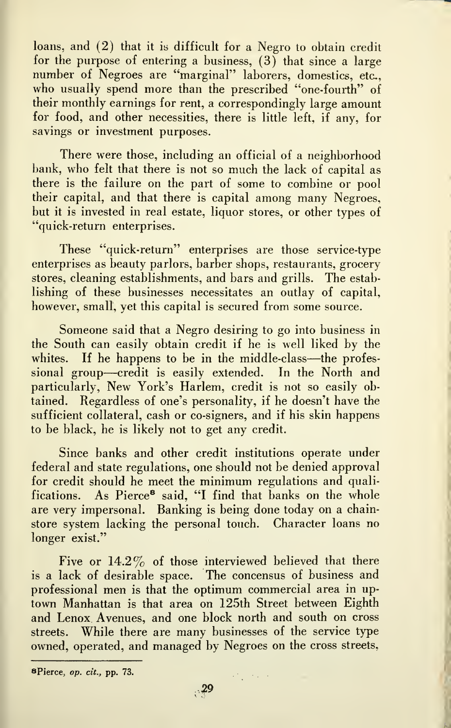loans, and (2) that it is difficult for a Negro to obtain credit for the purpose of entering a business, (3) that since a large number of Negroes are "marginal" laborers, domestics, etc., who usually spend more than the prescribed "one-fourth" of their monthly earnings for rent, a correspondingly large amount for food, and other necessities, there is little left, if any, for savings or investment purposes.

There were those, including an official of a neighborhood bank, who felt that there is not so much the lack of capital as there is the failure on the part of some to combine or pool their capital, and that there is capital among many Negroes, but it is invested in real estate, liquor stores, or other types of "quick-return enterprises.

These "quick-return" enterprises are those service-type enterprises as beauty parlors, barber shops, restaurants, grocery stores, cleaning establishments, and bars and grills. The establishing of these businesses necessitates an outlay of capital, however, small, yet this capital is secured from some source.

Someone said that a Negro desiring to go into business in the South can easily obtain credit if he is well liked by the whites. If he happens to be in the middle-class—the professional group—credit is easily extended. In the North and particularly, New York's Harlem, credit is not so easily obtained. Regardless of one's personality, if he doesn't have the sufficient collateral, cash or co-signers, and if his skin happens to be black, he is likely not to get any credit.

Since banks and other credit institutions operate under federal and state regulations, one should not be denied approval for credit should he meet the minimum regulations and qualifications. As Pierce[8] said, "I find that banks on the whole are very impersonal. Banking is being done today on a chain-store system lacking the personal touch. Character loans no longer exist."

Five or 14.2% of those interviewed believed that there is a lack of desirable space. The concensus of business and professional men is that the optimum commercial area in uptown Manhattan is that area on 125th Street between Eighth and Lenox Avenues, and one block north and south on cross streets. While there are many businesses of the service type owned, operated, and managed by Negroes on the cross streets,

---

[8]Pierce, *op. cit.*, pp. 73.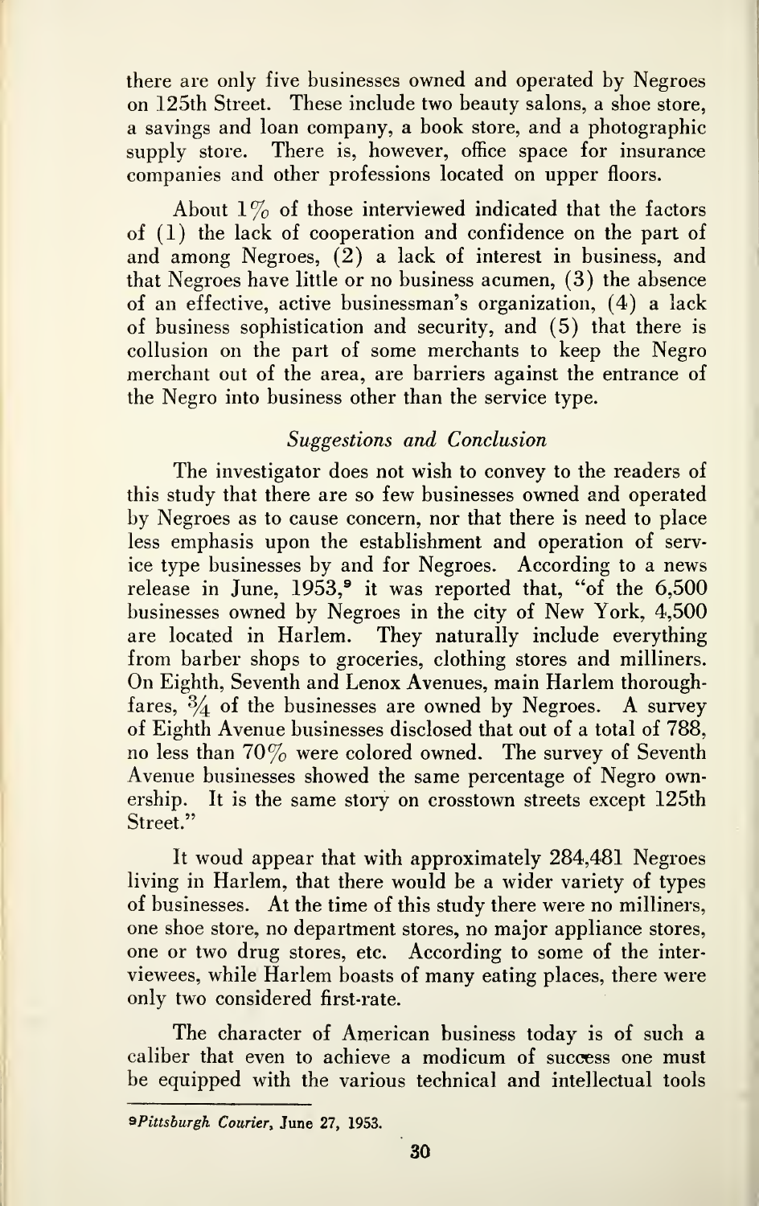there are only five businesses owned and operated by Negroes on 125th Street. These include two beauty salons, a shoe store, a savings and loan company, a book store, and a photographic supply store. There is, however, office space for insurance companies and other professions located on upper floors.

About 1% of those interviewed indicated that the factors of (1) the lack of cooperation and confidence on the part of and among Negroes, (2) a lack of interest in business, and that Negroes have little or no business acumen, (3) the absence of an effective, active businessman's organization, (4) a lack of business sophistication and security, and (5) that there is collusion on the part of some merchants to keep the Negro merchant out of the area, are barriers against the entrance of the Negro into business other than the service type.

### *Suggestions and Conclusion*

The investigator does not wish to convey to the readers of this study that there are so few businesses owned and operated by Negroes as to cause concern, nor that there is need to place less emphasis upon the establishment and operation of service type businesses by and for Negroes. According to a news release in June, 1953,[9] it was reported that, "of the 6,500 businesses owned by Negroes in the city of New York, 4,500 are located in Harlem. They naturally include everything from barber shops to groceries, clothing stores and milliners. On Eighth, Seventh and Lenox Avenues, main Harlem thoroughfares, ¾ of the businesses are owned by Negroes. A survey of Eighth Avenue businesses disclosed that out of a total of 788, no less than 70% were colored owned. The survey of Seventh Avenue businesses showed the same percentage of Negro ownership. It is the same story on crosstown streets except 125th Street."

It woud appear that with approximately 284,481 Negroes living in Harlem, that there would be a wider variety of types of businesses. At the time of this study there were no milliners, one shoe store, no department stores, no major appliance stores, one or two drug stores, etc. According to some of the interviewees, while Harlem boasts of many eating places, there were only two considered first-rate.

The character of American business today is of such a caliber that even to achieve a modicum of success one must be equipped with the various technical and intellectual tools

---

[9] *Pittsburgh Courier*, June 27, 1953.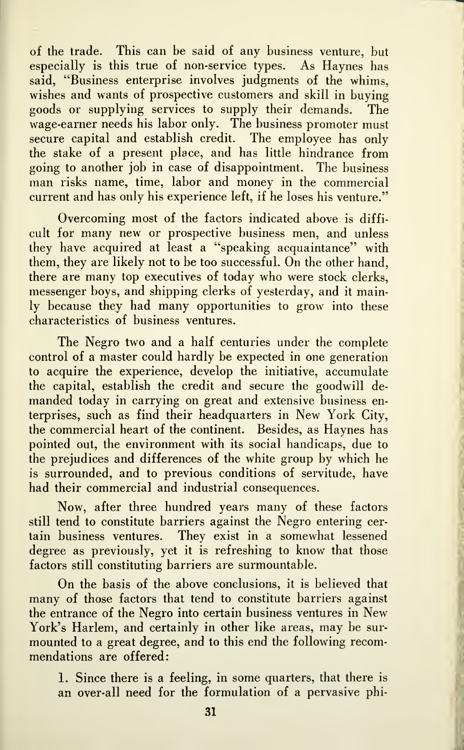of the trade. This can be said of any business venture, but especially is this true of non-service types. As Haynes has said, "Business enterprise involves judgments of the whims, wishes and wants of prospective customers and skill in buying goods or supplying services to supply their demands. The wage-earner needs his labor only. The business promoter must secure capital and establish credit. The employee has only the stake of a present place, and has little hindrance from going to another job in case of disappointment. The business man risks name, time, labor and money in the commercial current and has only his experience left, if he loses his venture."

Overcoming most of the factors indicated above is difficult for many new or prospective business men, and unless they have acquired at least a "speaking acquaintance" with them, they are likely not to be too successful. On the other hand, there are many top executives of today who were stock clerks, messenger boys, and shipping clerks of yesterday, and it mainly because they had many opportunities to grow into these characteristics of business ventures.

The Negro two and a half centuries under the complete control of a master could hardly be expected in one generation to acquire the experience, develop the initiative, accumulate the capital, establish the credit and secure the goodwill demanded today in carrying on great and extensive business enterprises, such as find their headquarters in New York City, the commercial heart of the continent. Besides, as Haynes has pointed out, the environment with its social handicaps, due to the prejudices and differences of the white group by which he is surrounded, and to previous conditions of servitude, have had their commercial and industrial consequences.

Now, after three hundred years many of these factors still tend to constitute barriers against the Negro entering certain business ventures. They exist in a somewhat lessened degree as previously, yet it is refreshing to know that those factors still constituting barriers are surmountable.

On the basis of the above conclusions, it is believed that many of those factors that tend to constitute barriers against the entrance of the Negro into certain business ventures in New York's Harlem, and certainly in other like areas, may be surmounted to a great degree, and to this end the following recommendations are offered:

1. Since there is a feeling, in some quarters, that there is an over-all need for the formulation of a pervasive phi-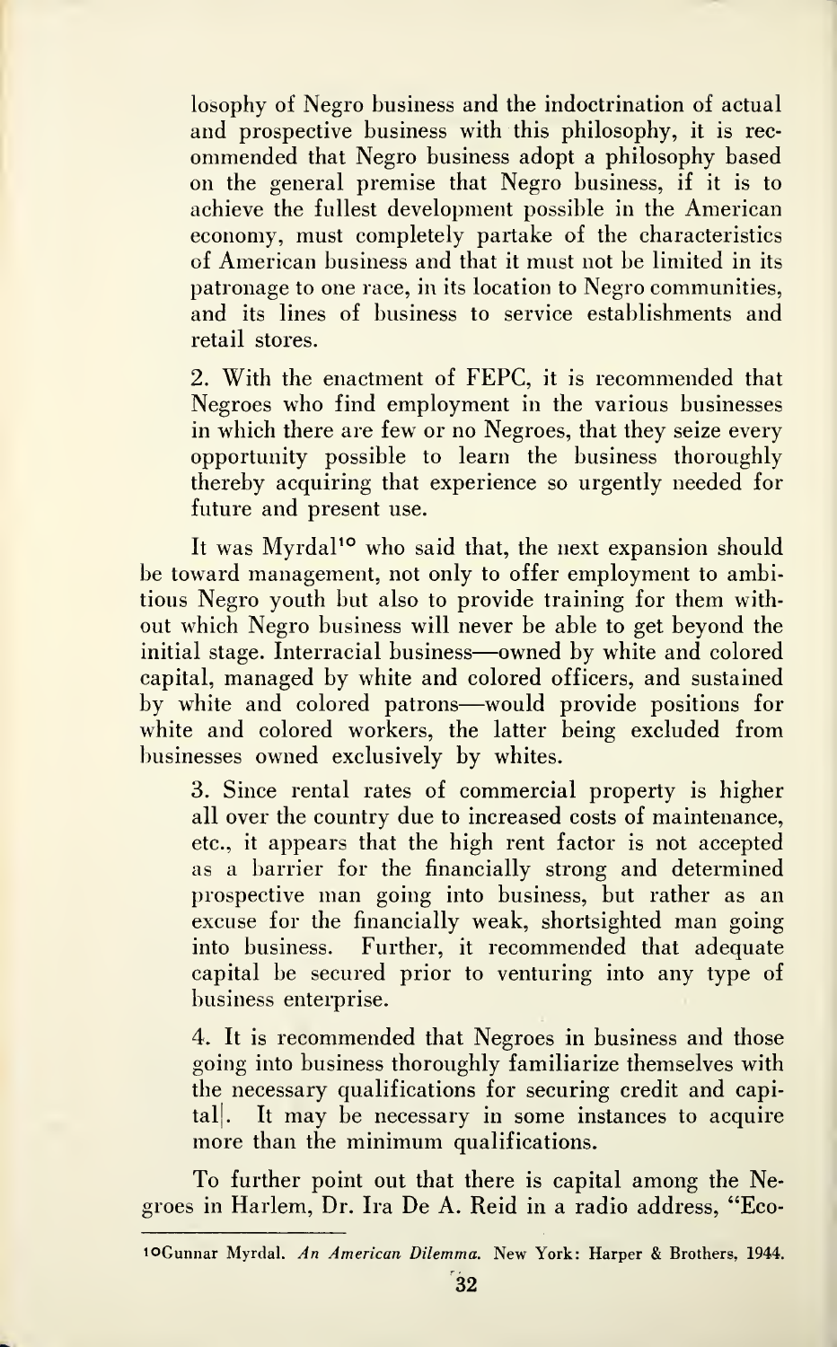losophy of Negro business and the indoctrination of actual and prospective business with this philosophy, it is recommended that Negro business adopt a philosophy based on the general premise that Negro business, if it is to achieve the fullest development possible in the American economy, must completely partake of the characteristics of American business and that it must not be limited in its patronage to one race, in its location to Negro communities, and its lines of business to service establishments and retail stores.

2. With the enactment of FEPC, it is recommended that Negroes who find employment in the various businesses in which there are few or no Negroes, that they seize every opportunity possible to learn the business thoroughly thereby acquiring that experience so urgently needed for future and present use.

It was Myrdal[10] who said that, the next expansion should be toward management, not only to offer employment to ambitious Negro youth but also to provide training for them without which Negro business will never be able to get beyond the initial stage. Interracial business—owned by white and colored capital, managed by white and colored officers, and sustained by white and colored patrons—would provide positions for white and colored workers, the latter being excluded from businesses owned exclusively by whites.

3. Since rental rates of commercial property is higher all over the country due to increased costs of maintenance, etc., it appears that the high rent factor is not accepted as a barrier for the financially strong and determined prospective man going into business, but rather as an excuse for the financially weak, shortsighted man going into business. Further, it recommended that adequate capital be secured prior to venturing into any type of business enterprise.

4. It is recommended that Negroes in business and those going into business thoroughly familiarize themselves with the necessary qualifications for securing credit and capital. It may be necessary in some instances to acquire more than the minimum qualifications.

To further point out that there is capital among the Negroes in Harlem, Dr. Ira De A. Reid in a radio address, "Eco-

---

[10] Gunnar Myrdal. *An American Dilemma.* New York: Harper & Brothers, 1944.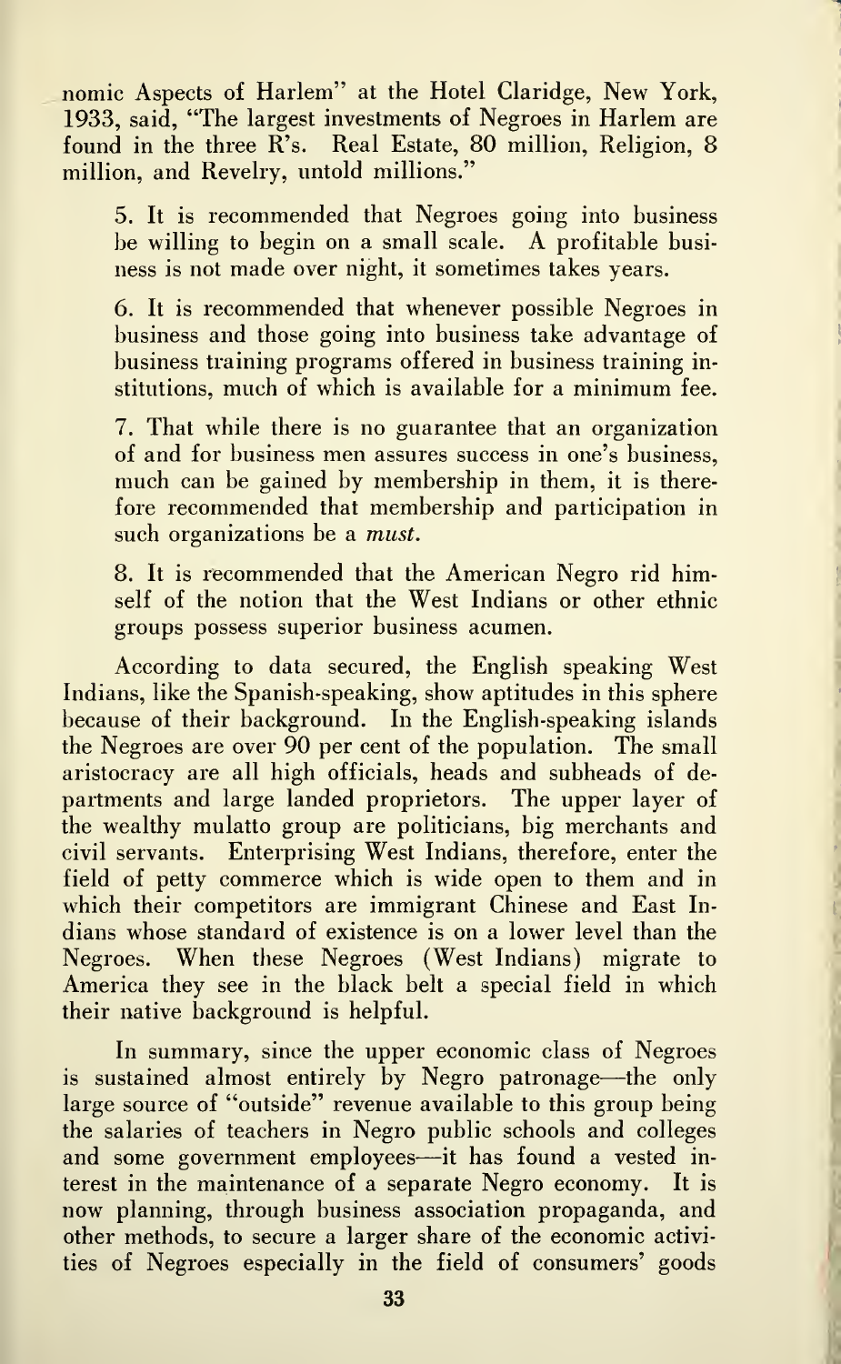nomic Aspects of Harlem" at the Hotel Claridge, New York, 1933, said, "The largest investments of Negroes in Harlem are found in the three R's. Real Estate, 80 million, Religion, 8 million, and Revelry, untold millions."

5. It is recommended that Negroes going into business be willing to begin on a small scale. A profitable business is not made over night, it sometimes takes years.

6. It is recommended that whenever possible Negroes in business and those going into business take advantage of business training programs offered in business training institutions, much of which is available for a minimum fee.

7. That while there is no guarantee that an organization of and for business men assures success in one's business, much can be gained by membership in them, it is therefore recommended that membership and participation in such organizations be a *must.*

8. It is recommended that the American Negro rid himself of the notion that the West Indians or other ethnic groups possess superior business acumen.

According to data secured, the English speaking West Indians, like the Spanish-speaking, show aptitudes in this sphere because of their background. In the English-speaking islands the Negroes are over 90 per cent of the population. The small aristocracy are all high officials, heads and subheads of departments and large landed proprietors. The upper layer of the wealthy mulatto group are politicians, big merchants and civil servants. Enterprising West Indians, therefore, enter the field of petty commerce which is wide open to them and in which their competitors are immigrant Chinese and East Indians whose standard of existence is on a lower level than the Negroes. When these Negroes (West Indians) migrate to America they see in the black belt a special field in which their native background is helpful.

In summary, since the upper economic class of Negroes is sustained almost entirely by Negro patronage—the only large source of "outside" revenue available to this group being the salaries of teachers in Negro public schools and colleges and some government employees—it has found a vested interest in the maintenance of a separate Negro economy. It is now planning, through business association propaganda, and other methods, to secure a larger share of the economic activities of Negroes especially in the field of consumers' goods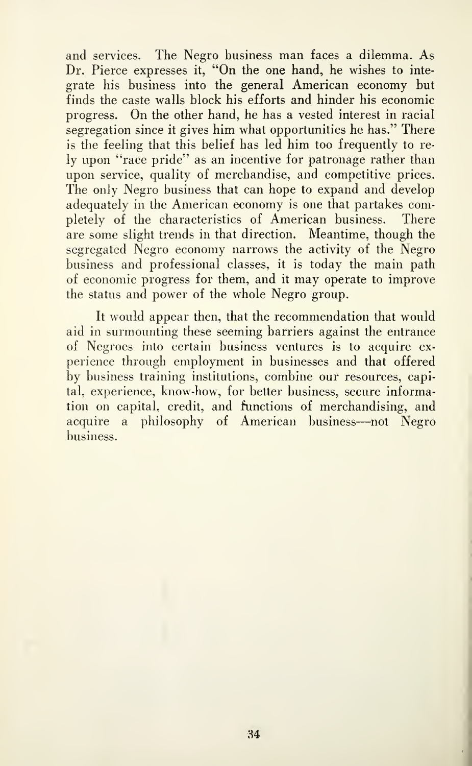and services. The Negro business man faces a dilemma. As Dr. Pierce expresses it, "On the one hand, he wishes to integrate his business into the general American economy but finds the caste walls block his efforts and hinder his economic progress. On the other hand, he has a vested interest in racial segregation since it gives him what opportunities he has." There is the feeling that this belief has led him too frequently to rely upon "race pride" as an incentive for patronage rather than upon service, quality of merchandise, and competitive prices. The only Negro business that can hope to expand and develop adequately in the American economy is one that partakes completely of the characteristics of American business. There are some slight trends in that direction. Meantime, though the segregated Negro economy narrows the activity of the Negro business and professional classes, it is today the main path of economic progress for them, and it may operate to improve the status and power of the whole Negro group.

It would appear then, that the recommendation that would aid in surmounting these seeming barriers against the entrance of Negroes into certain business ventures is to acquire experience through employment in businesses and that offered by business training institutions, combine our resources, capital, experience, know-how, for better business, secure information on capital, credit, and functions of merchandising, and acquire a philosophy of American business—not Negro business.